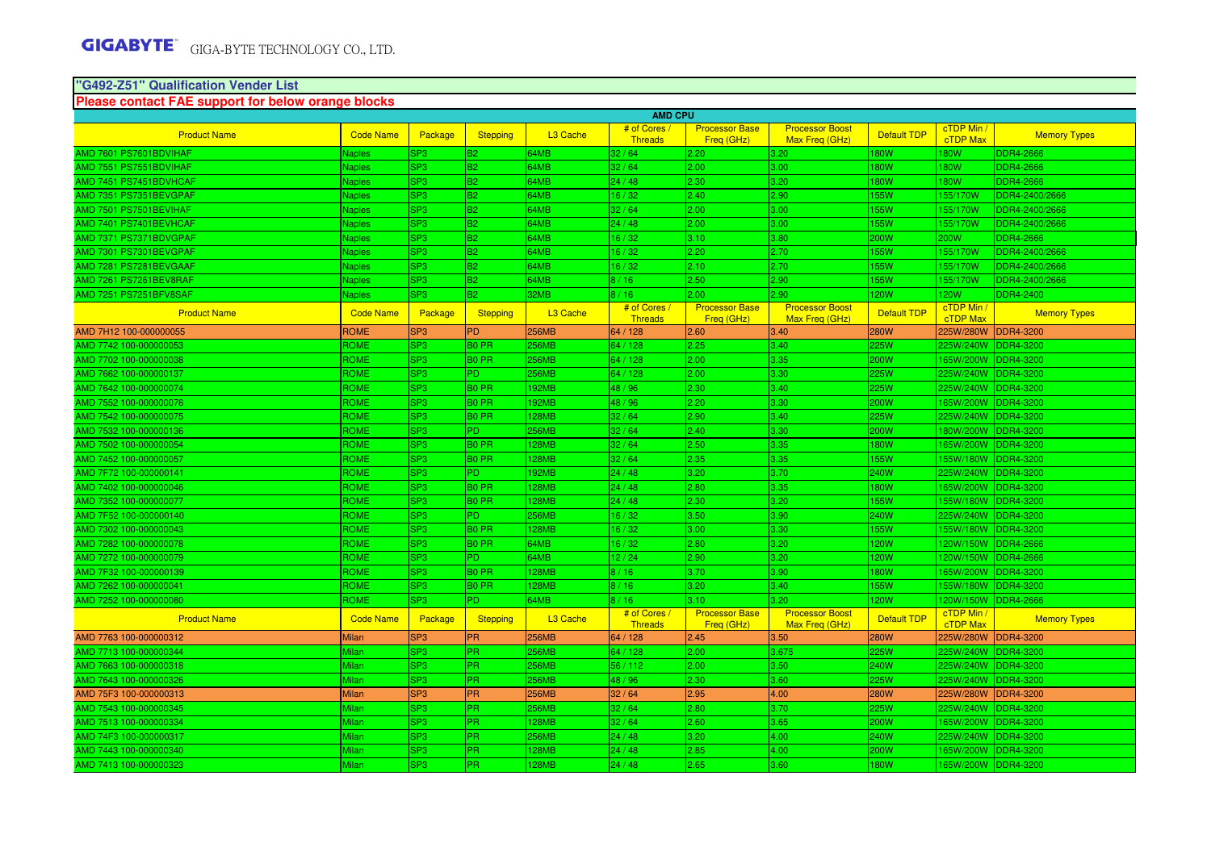GIGABYTE GIGA-BYTE TECHNOLOGY CO., LTD.

**"G492-Z51" Qualification Vender List**

**Please contact FAE support for below orange blocks**

| AMD CPU | | | | | | | | | | |
|---|---|---|---|---|---|---|---|---|---|---|
| Product Name | Code Name | Package | Stepping | L3 Cache | # of Cores / Threads | Processor Base Freq (GHz) | Processor Boost Max Freq (GHz) | Default TDP | cTDP Min / cTDP Max | Memory Types |
| AMD 7601 PS7601BDVIHAF | Naples | SP3 | B2 | 64MB | 32 / 64 | 2.20 | 3.20 | 180W | 180W | DDR4-2666 |
| AMD 7551 PS7551BDVIHAF | Naples | SP3 | B2 | 64MB | 32 / 64 | 2.00 | 3.00 | 180W | 180W | DDR4-2666 |
| AMD 7451 PS7451BDVHCAF | Naples | SP3 | B2 | 64MB | 24 / 48 | 2.30 | 3.20 | 180W | 180W | DDR4-2666 |
| AMD 7351 PS7351BEVGPAF | Naples | SP3 | B2 | 64MB | 16 / 32 | 2.40 | 2.90 | 155W | 155/170W | DDR4-2400/2666 |
| AMD 7501 PS7501BEVIHAF | Naples | SP3 | B2 | 64MB | 32 / 64 | 2.00 | 3.00 | 155W | 155/170W | DDR4-2400/2666 |
| AMD 7401 PS7401BEVHCAF | Naples | SP3 | B2 | 64MB | 24 / 48 | 2.00 | 3.00 | 155W | 155/170W | DDR4-2400/2666 |
| AMD 7371 PS7371BDVGPAF | Naples | SP3 | B2 | 64MB | 16 / 32 | 3.10 | 3.80 | 200W | 200W | DDR4-2666 |
| AMD 7301 PS7301BEVGPAF | Naples | SP3 | B2 | 64MB | 16 / 32 | 2.20 | 2.70 | 155W | 155/170W | DDR4-2400/2666 |
| AMD 7281 PS7281BEVGAAF | Naples | SP3 | B2 | 64MB | 16 / 32 | 2.10 | 2.70 | 155W | 155/170W | DDR4-2400/2666 |
| AMD 7261 PS7261BEV8RAF | Naples | SP3 | B2 | 64MB | 8 / 16 | 2.50 | 2.90 | 155W | 155/170W | DDR4-2400/2666 |
| AMD 7251 PS7251BFV8SAF | Naples | SP3 | B2 | 32MB | 8 / 16 | 2.00 | 2.90 | 120W | 120W | DDR4-2400 |
| Product Name | Code Name | Package | Stepping | L3 Cache | # of Cores / Threads | Processor Base Freq (GHz) | Processor Boost Max Freq (GHz) | Default TDP | cTDP Min / cTDP Max | Memory Types |
| AMD 7H12 100-000000055 | ROME | SP3 | PD | 256MB | 64 / 128 | 2.60 | 3.40 | 280W | 225W/280W | DDR4-3200 |
| AMD 7742 100-000000053 | ROME | SP3 | B0 PR | 256MB | 64 / 128 | 2.25 | 3.40 | 225W | 225W/240W | DDR4-3200 |
| AMD 7702 100-000000038 | ROME | SP3 | B0 PR | 256MB | 64 / 128 | 2.00 | 3.35 | 200W | 165W/200W | DDR4-3200 |
| AMD 7662 100-000000137 | ROME | SP3 | PD | 256MB | 64 / 128 | 2.00 | 3.30 | 225W | 225W/240W | DDR4-3200 |
| AMD 7642 100-000000074 | ROME | SP3 | B0 PR | 192MB | 48 / 96 | 2.30 | 3.40 | 225W | 225W/240W | DDR4-3200 |
| AMD 7552 100-000000076 | ROME | SP3 | B0 PR | 192MB | 48 / 96 | 2.20 | 3.30 | 200W | 165W/200W | DDR4-3200 |
| AMD 7542 100-000000075 | ROME | SP3 | B0 PR | 128MB | 32 / 64 | 2.90 | 3.40 | 225W | 225W/240W | DDR4-3200 |
| AMD 7532 100-000000136 | ROME | SP3 | PD | 256MB | 32 / 64 | 2.40 | 3.30 | 200W | 180W/200W | DDR4-3200 |
| AMD 7502 100-000000054 | ROME | SP3 | B0 PR | 128MB | 32 / 64 | 2.50 | 3.35 | 180W | 165W/200W | DDR4-3200 |
| AMD 7452 100-000000057 | ROME | SP3 | B0 PR | 128MB | 32 / 64 | 2.35 | 3.35 | 155W | 155W/180W | DDR4-3200 |
| AMD 7F72 100-000000141 | ROME | SP3 | PD | 192MB | 24 / 48 | 3.20 | 3.70 | 240W | 225W/240W | DDR4-3200 |
| AMD 7402 100-000000046 | ROME | SP3 | B0 PR | 128MB | 24 / 48 | 2.80 | 3.35 | 180W | 165W/200W | DDR4-3200 |
| AMD 7352 100-000000077 | ROME | SP3 | B0 PR | 128MB | 24 / 48 | 2.30 | 3.20 | 155W | 155W/180W | DDR4-3200 |
| AMD 7F52 100-000000140 | ROME | SP3 | PD | 256MB | 16 / 32 | 3.50 | 3.90 | 240W | 225W/240W | DDR4-3200 |
| AMD 7302 100-000000043 | ROME | SP3 | B0 PR | 128MB | 16 / 32 | 3.00 | 3.30 | 155W | 155W/180W | DDR4-3200 |
| AMD 7282 100-000000078 | ROME | SP3 | B0 PR | 64MB | 16 / 32 | 2.80 | 3.20 | 120W | 120W/150W | DDR4-2666 |
| AMD 7272 100-000000079 | ROME | SP3 | PD | 64MB | 12 / 24 | 2.90 | 3.20 | 120W | 120W/150W | DDR4-2666 |
| AMD 7F32 100-000000139 | ROME | SP3 | B0 PR | 128MB | 8 / 16 | 3.70 | 3.90 | 180W | 165W/200W | DDR4-3200 |
| AMD 7262 100-000000041 | ROME | SP3 | B0 PR | 128MB | 8 / 16 | 3.20 | 3.40 | 155W | 155W/180W | DDR4-3200 |
| AMD 7252 100-000000080 | ROME | SP3 | PD | 64MB | 8 / 16 | 3.10 | 3.20 | 120W | 120W/150W | DDR4-2666 |
| Product Name | Code Name | Package | Stepping | L3 Cache | # of Cores / Threads | Processor Base Freq (GHz) | Processor Boost Max Freq (GHz) | Default TDP | cTDP Min / cTDP Max | Memory Types |
| AMD 7763 100-000000312 | Milan | SP3 | PR | 256MB | 64 / 128 | 2.45 | 3.50 | 280W | 225W/280W | DDR4-3200 |
| AMD 7713 100-000000344 | Milan | SP3 | PR | 256MB | 64 / 128 | 2.00 | 3.675 | 225W | 225W/240W | DDR4-3200 |
| AMD 7663 100-000000318 | Milan | SP3 | PR | 256MB | 56 / 112 | 2.00 | 3.50 | 240W | 225W/240W | DDR4-3200 |
| AMD 7643 100-000000326 | Milan | SP3 | PR | 256MB | 48 / 96 | 2.30 | 3.60 | 225W | 225W/240W | DDR4-3200 |
| AMD 75F3 100-000000313 | Milan | SP3 | PR | 256MB | 32 / 64 | 2.95 | 4.00 | 280W | 225W/280W | DDR4-3200 |
| AMD 7543 100-000000345 | Milan | SP3 | PR | 256MB | 32 / 64 | 2.80 | 3.70 | 225W | 225W/240W | DDR4-3200 |
| AMD 7513 100-000000334 | Milan | SP3 | PR | 128MB | 32 / 64 | 2.60 | 3.65 | 200W | 165W/200W | DDR4-3200 |
| AMD 74F3 100-000000317 | Milan | SP3 | PR | 256MB | 24 / 48 | 3.20 | 4.00 | 240W | 225W/240W | DDR4-3200 |
| AMD 7443 100-000000340 | Milan | SP3 | PR | 128MB | 24 / 48 | 2.85 | 4.00 | 200W | 165W/200W | DDR4-3200 |
| AMD 7413 100-000000323 | Milan | SP3 | PR | 128MB | 24 / 48 | 2.65 | 3.60 | 180W | 165W/200W | DDR4-3200 |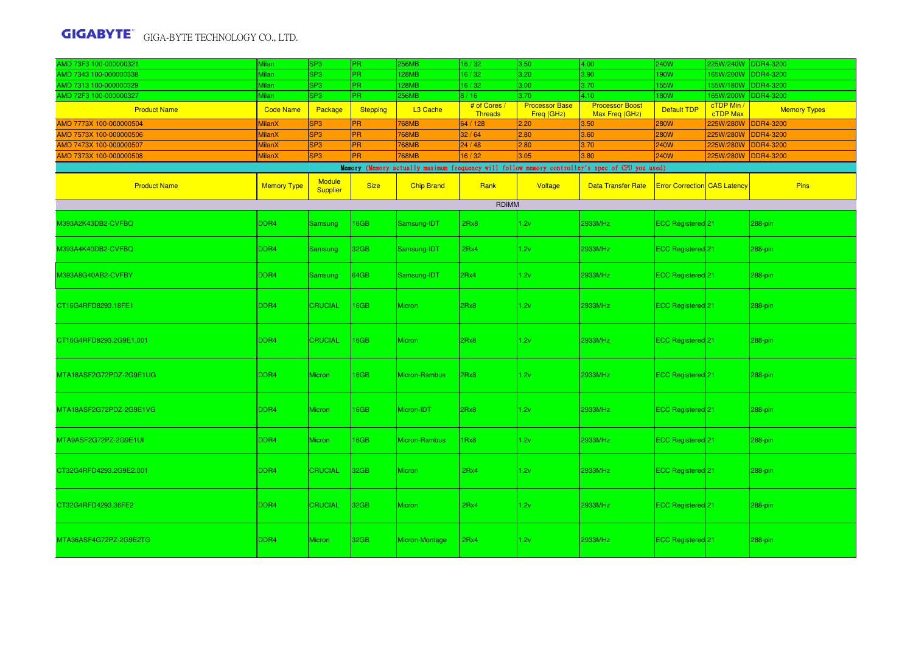| AMD 73F3 100-000000321 | Milan | SP3 | PR | 256MB | 16 / 32 | 3.50 | 4.00 | 240W | 225W/240W | DDR4-3200 |
|---|---|---|---|---|---|---|---|---|---|---|
| AMD 7343 100-000000338 | Milan | SP3 | PR | 128MB | 16 / 32 | 3.20 | 3.90 | 190W | 165W/200W | DDR4-3200 |
| AMD 7313 100-000000329 | Milan | SP3 | PR | 128MB | 16 / 32 | 3.00 | 3.70 | 155W | 155W/180W | DDR4-3200 |
| AMD 72F3 100-000000327 | Milan | SP3 | PR | 256MB | 8 / 16 | 3.70 | 4.10 | 180W | 165W/200W | DDR4-3200 |

| Product Name | Code Name | Package | Stepping | L3 Cache | # of Cores / Threads | Processor Base Freq (GHz) | Processor Boost Max Freq (GHz) | Default TDP | cTDP Min / cTDP Max | Memory Types |
|---|---|---|---|---|---|---|---|---|---|---|
| AMD 7773X 100-000000504 | MilanX | SP3 | PR | 768MB | 64 / 128 | 2.20 | 3.50 | 280W | 225W/280W | DDR4-3200 |
| AMD 7573X 100-000000506 | MilanX | SP3 | PR | 768MB | 32 / 64 | 2.80 | 3.60 | 280W | 225W/280W | DDR4-3200 |
| AMD 7473X 100-000000507 | MilanX | SP3 | PR | 768MB | 24 / 48 | 2.80 | 3.70 | 240W | 225W/280W | DDR4-3200 |
| AMD 7373X 100-000000508 | MilanX | SP3 | PR | 768MB | 16 / 32 | 3.05 | 3.80 | 240W | 225W/280W | DDR4-3200 |

**Memory** (Memory actually maximum frequency will follow memory controller's spec of CPU you used)

| Product Name | Memory Type | Module Supplier | Size | Chip Brand | Rank | Voltage | Data Transfer Rate | Error Correction | CAS Latency | Pins |
|---|---|---|---|---|---|---|---|---|---|---|
| | | | | | RDIMM | | | | | |
| M393A2K43DB2-CVFBQ | DDR4 | Samsung | 16GB | Samsung-IDT | 2Rx8 | 1.2v | 2933MHz | ECC Registered | 21 | 288-pin |
| M393A4K40DB2-CVFBQ | DDR4 | Samsung | 32GB | Samsung-IDT | 2Rx4 | 1.2v | 2933MHz | ECC Registered | 21 | 288-pin |
| M393A8G40AB2-CVFBY | DDR4 | Samsung | 64GB | Samsung-IDT | 2Rx4 | 1.2v | 2933MHz | ECC Registered | 21 | 288-pin |
| CT16G4RFD8293.18FE1 | DDR4 | CRUCIAL | 16GB | Micron | 2Rx8 | 1.2v | 2933MHz | ECC Registered | 21 | 288-pin |
| CT16G4RFD8293.2G9E1.001 | DDR4 | CRUCIAL | 16GB | Micron | 2Rx8 | 1.2v | 2933MHz | ECC Registered | 21 | 288-pin |
| MTA18ASF2G72PDZ-2G9E1UG | DDR4 | Micron | 16GB | Micron-Rambus | 2Rx8 | 1.2v | 2933MHz | ECC Registered | 21 | 288-pin |
| MTA18ASF2G72PDZ-2G9E1VG | DDR4 | Micron | 16GB | Micron-IDT | 2Rx8 | 1.2v | 2933MHz | ECC Registered | 21 | 288-pin |
| MTA9ASF2G72PZ-2G9E1UI | DDR4 | Micron | 16GB | Micron-Rambus | 1Rx8 | 1.2v | 2933MHz | ECC Registered | 21 | 288-pin |
| CT32G4RFD4293.2G9E2.001 | DDR4 | CRUCIAL | 32GB | Micron | 2Rx4 | 1.2v | 2933MHz | ECC Registered | 21 | 288-pin |
| CT32G4RFD4293.36FE2 | DDR4 | CRUCIAL | 32GB | Micron | 2Rx4 | 1.2v | 2933MHz | ECC Registered | 21 | 288-pin |
| MTA36ASF4G72PZ-2G9E2TG | DDR4 | Micron | 32GB | Micron-Montage | 2Rx4 | 1.2v | 2933MHz | ECC Registered | 21 | 288-pin |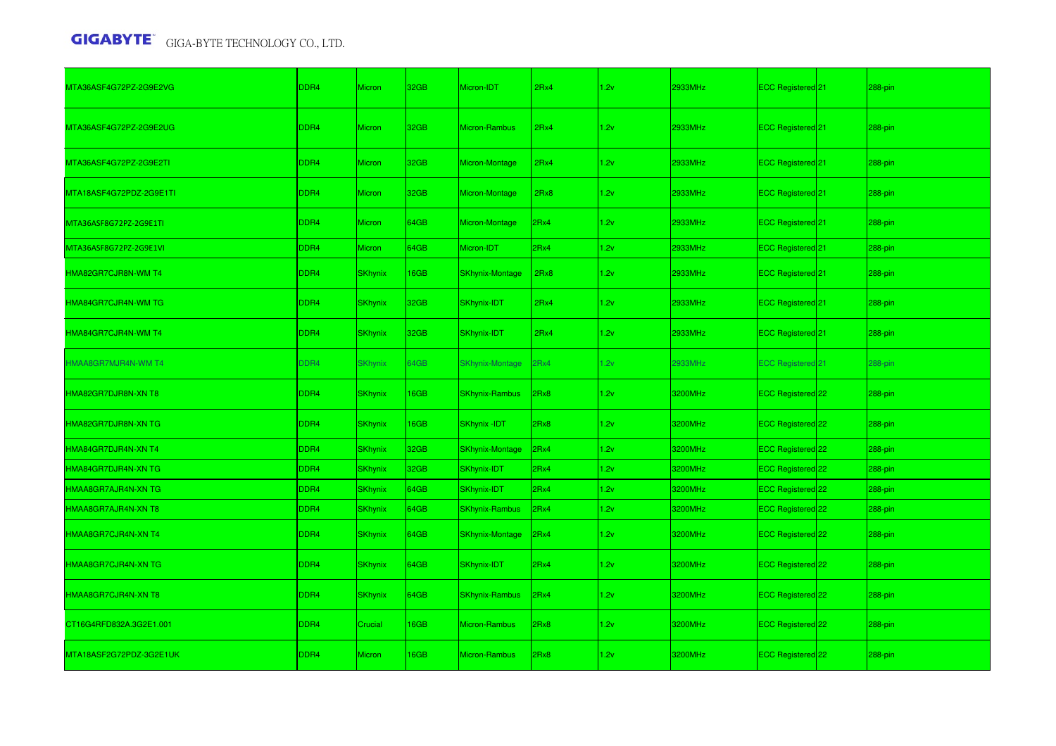| | | | | | | | | | | |
|---|---|---|---|---|---|---|---|---|---|---|
| MTA36ASF4G72PZ-2G9E2VG | DDR4 | Micron | 32GB | Micron-IDT | 2Rx4 | 1.2v | 2933MHz | ECC Registered | 21 | 288-pin |
| MTA36ASF4G72PZ-2G9E2UG | DDR4 | Micron | 32GB | Micron-Rambus | 2Rx4 | 1.2v | 2933MHz | ECC Registered | 21 | 288-pin |
| MTA36ASF4G72PZ-2G9E2TI | DDR4 | Micron | 32GB | Micron-Montage | 2Rx4 | 1.2v | 2933MHz | ECC Registered | 21 | 288-pin |
| MTA18ASF4G72PDZ-2G9E1TI | DDR4 | Micron | 32GB | Micron-Montage | 2Rx8 | 1.2v | 2933MHz | ECC Registered | 21 | 288-pin |
| MTA36ASF8G72PZ-2G9E1TI | DDR4 | Micron | 64GB | Micron-Montage | 2Rx4 | 1.2v | 2933MHz | ECC Registered | 21 | 288-pin |
| MTA36ASF8G72PZ-2G9E1VI | DDR4 | Micron | 64GB | Micron-IDT | 2Rx4 | 1.2v | 2933MHz | ECC Registered | 21 | 288-pin |
| HMA82GR7CJR8N-WM T4 | DDR4 | SKhynix | 16GB | SKhynix-Montage | 2Rx8 | 1.2v | 2933MHz | ECC Registered | 21 | 288-pin |
| HMA84GR7CJR4N-WM TG | DDR4 | SKhynix | 32GB | SKhynix-IDT | 2Rx4 | 1.2v | 2933MHz | ECC Registered | 21 | 288-pin |
| HMA84GR7CJR4N-WM T4 | DDR4 | SKhynix | 32GB | SKhynix-IDT | 2Rx4 | 1.2v | 2933MHz | ECC Registered | 21 | 288-pin |
| HMAA8GR7MJR4N-WM T4 | DDR4 | SKhynix | 64GB | SKhynix-Montage | 2Rx4 | 1.2v | 2933MHz | ECC Registered | 21 | 288-pin |
| HMA82GR7DJR8N-XN T8 | DDR4 | SKhynix | 16GB | SKhynix-Rambus | 2Rx8 | 1.2v | 3200MHz | ECC Registered | 22 | 288-pin |
| HMA82GR7DJR8N-XN TG | DDR4 | SKhynix | 16GB | SKhynix -IDT | 2Rx8 | 1.2v | 3200MHz | ECC Registered | 22 | 288-pin |
| HMA84GR7DJR4N-XN T4 | DDR4 | SKhynix | 32GB | SKhynix-Montage | 2Rx4 | 1.2v | 3200MHz | ECC Registered | 22 | 288-pin |
| HMA84GR7DJR4N-XN TG | DDR4 | SKhynix | 32GB | SKhynix-IDT | 2Rx4 | 1.2v | 3200MHz | ECC Registered | 22 | 288-pin |
| HMAA8GR7AJR4N-XN TG | DDR4 | SKhynix | 64GB | SKhynix-IDT | 2Rx4 | 1.2v | 3200MHz | ECC Registered | 22 | 288-pin |
| HMAA8GR7AJR4N-XN T8 | DDR4 | SKhynix | 64GB | SKhynix-Rambus | 2Rx4 | 1.2v | 3200MHz | ECC Registered | 22 | 288-pin |
| HMAA8GR7CJR4N-XN T4 | DDR4 | SKhynix | 64GB | SKhynix-Montage | 2Rx4 | 1.2v | 3200MHz | ECC Registered | 22 | 288-pin |
| HMAA8GR7CJR4N-XN TG | DDR4 | SKhynix | 64GB | SKhynix-IDT | 2Rx4 | 1.2v | 3200MHz | ECC Registered | 22 | 288-pin |
| HMAA8GR7CJR4N-XN T8 | DDR4 | SKhynix | 64GB | SKhynix-Rambus | 2Rx4 | 1.2v | 3200MHz | ECC Registered | 22 | 288-pin |
| CT16G4RFD832A.3G2E1.001 | DDR4 | Crucial | 16GB | Micron-Rambus | 2Rx8 | 1.2v | 3200MHz | ECC Registered | 22 | 288-pin |
| MTA18ASF2G72PDZ-3G2E1UK | DDR4 | Micron | 16GB | Micron-Rambus | 2Rx8 | 1.2v | 3200MHz | ECC Registered | 22 | 288-pin |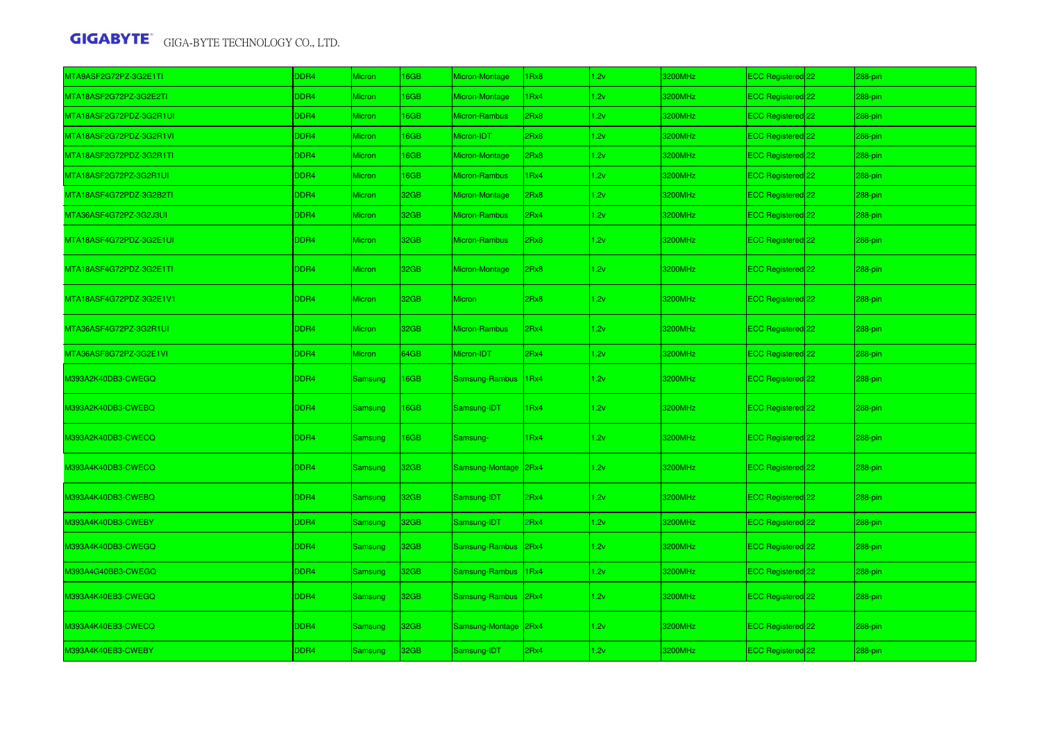| | | | | | | | | | | |
|---|---|---|---|---|---|---|---|---|---|---|
| MTA9ASF2G72PZ-3G2E1TI | DDR4 | Micron | 16GB | Micron-Montage | 1Rx8 | 1.2v | 3200MHz | ECC Registered | 22 | 288-pin |
| MTA18ASF2G72PZ-3G2E2TI | DDR4 | Micron | 16GB | Micron-Montage | 1Rx4 | 1.2v | 3200MHz | ECC Registered | 22 | 288-pin |
| MTA18ASF2G72PDZ-3G2R1UI | DDR4 | Micron | 16GB | Micron-Rambus | 2Rx8 | 1.2v | 3200MHz | ECC Registered | 22 | 288-pin |
| MTA18ASF2G72PDZ-3G2R1VI | DDR4 | Micron | 16GB | Micron-IDT | 2Rx8 | 1.2v | 3200MHz | ECC Registered | 22 | 288-pin |
| MTA18ASF2G72PDZ-3G2R1TI | DDR4 | Micron | 16GB | Micron-Montage | 2Rx8 | 1.2v | 3200MHz | ECC Registered | 22 | 288-pin |
| MTA18ASF2G72PZ-3G2R1UI | DDR4 | Micron | 16GB | Micron-Rambus | 1Rx4 | 1.2v | 3200MHz | ECC Registered | 22 | 288-pin |
| MTA18ASF4G72PDZ-3G2B2TI | DDR4 | Micron | 32GB | Micron-Montage | 2Rx8 | 1.2v | 3200MHz | ECC Registered | 22 | 288-pin |
| MTA36ASF4G72PZ-3G2J3UI | DDR4 | Micron | 32GB | Micron-Rambus | 2Rx4 | 1.2v | 3200MHz | ECC Registered | 22 | 288-pin |
| MTA18ASF4G72PDZ-3G2E1UI | DDR4 | Micron | 32GB | Micron-Rambus | 2Rx8 | 1.2v | 3200MHz | ECC Registered | 22 | 288-pin |
| MTA18ASF4G72PDZ-3G2E1TI | DDR4 | Micron | 32GB | Micron-Montage | 2Rx8 | 1.2v | 3200MHz | ECC Registered | 22 | 288-pin |
| MTA18ASF4G72PDZ-3G2E1V1 | DDR4 | Micron | 32GB | Micron | 2Rx8 | 1.2v | 3200MHz | ECC Registered | 22 | 288-pin |
| MTA36ASF4G72PZ-3G2R1UI | DDR4 | Micron | 32GB | Micron-Rambus | 2Rx4 | 1.2v | 3200MHz | ECC Registered | 22 | 288-pin |
| MTA36ASF8G72PZ-3G2E1VI | DDR4 | Micron | 64GB | Micron-IDT | 2Rx4 | 1.2v | 3200MHz | ECC Registered | 22 | 288-pin |
| M393A2K40DB3-CWEGQ | DDR4 | Samsung | 16GB | Samsung-Rambus | 1Rx4 | 1.2v | 3200MHz | ECC Registered | 22 | 288-pin |
| M393A2K40DB3-CWEBQ | DDR4 | Samsung | 16GB | Samsung-IDT | 1Rx4 | 1.2v | 3200MHz | ECC Registered | 22 | 288-pin |
| M393A2K40DB3-CWECQ | DDR4 | Samsung | 16GB | Samsung- | 1Rx4 | 1.2v | 3200MHz | ECC Registered | 22 | 288-pin |
| M393A4K40DB3-CWECQ | DDR4 | Samsung | 32GB | Samsung-Montage | 2Rx4 | 1.2v | 3200MHz | ECC Registered | 22 | 288-pin |
| M393A4K40DB3-CWEBQ | DDR4 | Samsung | 32GB | Samsung-IDT | 2Rx4 | 1.2v | 3200MHz | ECC Registered | 22 | 288-pin |
| M393A4K40DB3-CWEBY | DDR4 | Samsung | 32GB | Samsung-IDT | 2Rx4 | 1.2v | 3200MHz | ECC Registered | 22 | 288-pin |
| M393A4K40DB3-CWEGQ | DDR4 | Samsung | 32GB | Samsung-Rambus | 2Rx4 | 1.2v | 3200MHz | ECC Registered | 22 | 288-pin |
| M393A4G40BB3-CWEGQ | DDR4 | Samsung | 32GB | Samsung-Rambus | 1Rx4 | 1.2v | 3200MHz | ECC Registered | 22 | 288-pin |
| M393A4K40EB3-CWEGQ | DDR4 | Samsung | 32GB | Samsung-Rambus | 2Rx4 | 1.2v | 3200MHz | ECC Registered | 22 | 288-pin |
| M393A4K40EB3-CWECQ | DDR4 | Samsung | 32GB | Samsung-Montage | 2Rx4 | 1.2v | 3200MHz | ECC Registered | 22 | 288-pin |
| M393A4K40EB3-CWEBY | DDR4 | Samsung | 32GB | Samsung-IDT | 2Rx4 | 1.2v | 3200MHz | ECC Registered | 22 | 288-pin |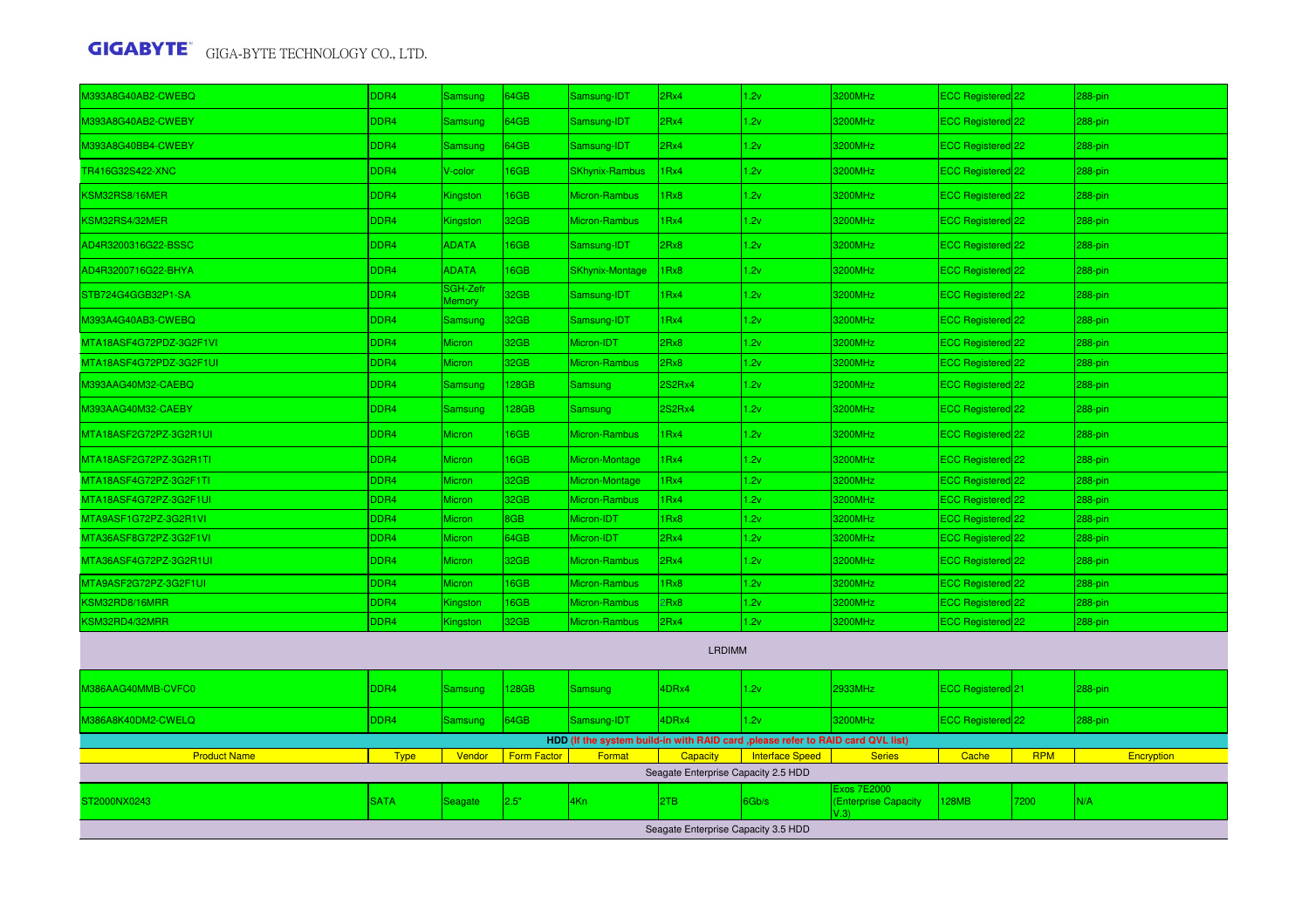| | | | | | | | | | | |
|---|---|---|---|---|---|---|---|---|---|---|
| M393A8G40AB2-CWEBQ | DDR4 | Samsung | 64GB | Samsung-IDT | 2Rx4 | 1.2v | 3200MHz | ECC Registered | 22 | 288-pin |
| M393A8G40AB2-CWEBY | DDR4 | Samsung | 64GB | Samsung-IDT | 2Rx4 | 1.2v | 3200MHz | ECC Registered | 22 | 288-pin |
| M393A8G40BB4-CWEBY | DDR4 | Samsung | 64GB | Samsung-IDT | 2Rx4 | 1.2v | 3200MHz | ECC Registered | 22 | 288-pin |
| TR416G32S422-XNC | DDR4 | V-color | 16GB | SKhynix-Rambus | 1Rx4 | 1.2v | 3200MHz | ECC Registered | 22 | 288-pin |
| KSM32RS8/16MER | DDR4 | Kingston | 16GB | Micron-Rambus | 1Rx8 | 1.2v | 3200MHz | ECC Registered | 22 | 288-pin |
| KSM32RS4/32MER | DDR4 | Kingston | 32GB | Micron-Rambus | 1Rx4 | 1.2v | 3200MHz | ECC Registered | 22 | 288-pin |
| AD4R3200316G22-BSSC | DDR4 | ADATA | 16GB | Samsung-IDT | 2Rx8 | 1.2v | 3200MHz | ECC Registered | 22 | 288-pin |
| AD4R3200716G22-BHYA | DDR4 | ADATA | 16GB | SKhynix-Montage | 1Rx8 | 1.2v | 3200MHz | ECC Registered | 22 | 288-pin |
| STB724G4GGB32P1-SA | DDR4 | SGH-Zefr Memory | 32GB | Samsung-IDT | 1Rx4 | 1.2v | 3200MHz | ECC Registered | 22 | 288-pin |
| M393A4G40AB3-CWEBQ | DDR4 | Samsung | 32GB | Samsung-IDT | 1Rx4 | 1.2v | 3200MHz | ECC Registered | 22 | 288-pin |
| MTA18ASF4G72PDZ-3G2F1VI | DDR4 | Micron | 32GB | Micron-IDT | 2Rx8 | 1.2v | 3200MHz | ECC Registered | 22 | 288-pin |
| MTA18ASF4G72PDZ-3G2F1UI | DDR4 | Micron | 32GB | Micron-Rambus | 2Rx8 | 1.2v | 3200MHz | ECC Registered | 22 | 288-pin |
| M393AAG40M32-CAEBQ | DDR4 | Samsung | 128GB | Samsung | 2S2Rx4 | 1.2v | 3200MHz | ECC Registered | 22 | 288-pin |
| M393AAG40M32-CAEBY | DDR4 | Samsung | 128GB | Samsung | 2S2Rx4 | 1.2v | 3200MHz | ECC Registered | 22 | 288-pin |
| MTA18ASF2G72PZ-3G2R1UI | DDR4 | Micron | 16GB | Micron-Rambus | 1Rx4 | 1.2v | 3200MHz | ECC Registered | 22 | 288-pin |
| MTA18ASF2G72PZ-3G2R1TI | DDR4 | Micron | 16GB | Micron-Montage | 1Rx4 | 1.2v | 3200MHz | ECC Registered | 22 | 288-pin |
| MTA18ASF4G72PZ-3G2F1TI | DDR4 | Micron | 32GB | Micron-Montage | 1Rx4 | 1.2v | 3200MHz | ECC Registered | 22 | 288-pin |
| MTA18ASF4G72PZ-3G2F1UI | DDR4 | Micron | 32GB | Micron-Rambus | 1Rx4 | 1.2v | 3200MHz | ECC Registered | 22 | 288-pin |
| MTA9ASF1G72PZ-3G2R1VI | DDR4 | Micron | 8GB | Micron-IDT | 1Rx8 | 1.2v | 3200MHz | ECC Registered | 22 | 288-pin |
| MTA36ASF8G72PZ-3G2F1VI | DDR4 | Micron | 64GB | Micron-IDT | 2Rx4 | 1.2v | 3200MHz | ECC Registered | 22 | 288-pin |
| MTA36ASF4G72PZ-3G2R1UI | DDR4 | Micron | 32GB | Micron-Rambus | 2Rx4 | 1.2v | 3200MHz | ECC Registered | 22 | 288-pin |
| MTA9ASF2G72PZ-3G2F1UI | DDR4 | Micron | 16GB | Micron-Rambus | 1Rx8 | 1.2v | 3200MHz | ECC Registered | 22 | 288-pin |
| KSM32RD8/16MRR | DDR4 | Kingston | 16GB | Micron-Rambus | 2Rx8 | 1.2v | 3200MHz | ECC Registered | 22 | 288-pin |
| KSM32RD4/32MRR | DDR4 | Kingston | 32GB | Micron-Rambus | 2Rx4 | 1.2v | 3200MHz | ECC Registered | 22 | 288-pin |
| LRDIMM | | | | | | | | | | |
| M386AAG40MMB-CVFC0 | DDR4 | Samsung | 128GB | Samsung | 4DRx4 | 1.2v | 2933MHz | ECC Registered | 21 | 288-pin |
| M386A8K40DM2-CWELQ | DDR4 | Samsung | 64GB | Samsung-IDT | 4DRx4 | 1.2v | 3200MHz | ECC Registered | 22 | 288-pin |

**HDD (If the system build-in with RAID card ,please refer to RAID card QVL list)**

| Product Name | Type | Vendor | Form Factor | Format | Capacity | Interface Speed | Series | Cache | RPM | Encryption |
|---|---|---|---|---|---|---|---|---|---|---|
| Seagate Enterprise Capacity 2.5 HDD | | | | | | | | | | |
| ST2000NX0243 | SATA | Seagate | 2.5" | 4Kn | 2TB | 6Gb/s | Exos 7E2000 (Enterprise Capacity V.3) | 128MB | 7200 | N/A |
| Seagate Enterprise Capacity 3.5 HDD | | | | | | | | | | |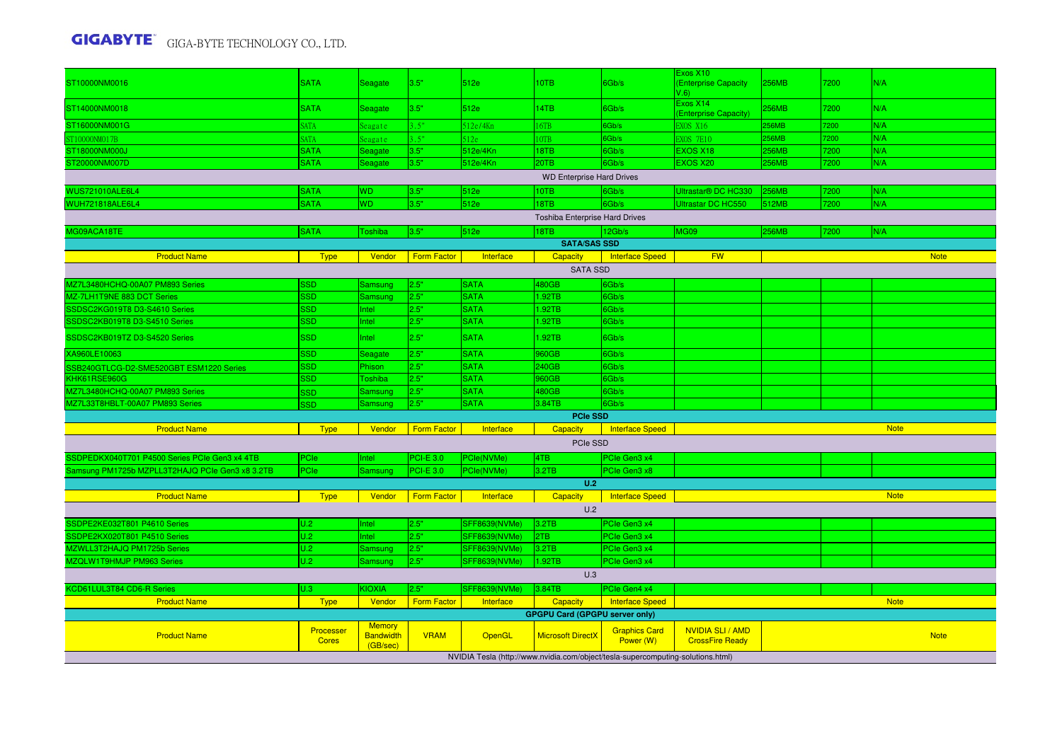| | | | | | | | | | | |
|---|---|---|---|---|---|---|---|---|---|---|
| ST10000NM0016 | SATA | Seagate | 3.5" | 512e | 10TB | 6Gb/s | Exos X10 (Enterprise Capacity V.6) | 256MB | 7200 | N/A |
| ST14000NM0018 | SATA | Seagate | 3.5" | 512e | 14TB | 6Gb/s | Exos X14 (Enterprise Capacity) | 256MB | 7200 | N/A |
| ST16000NM001G | SATA | Seagate | 3.5" | 512e/4Kn | 16TB | 6Gb/s | EXOS X16 | 256MB | 7200 | N/A |
| ST10000NM017B | SATA | Seagate | 3.5" | 512e | 10TB | 6Gb/s | EXOS 7E10 | 256MB | 7200 | N/A |
| ST18000NM000J | SATA | Seagate | 3.5" | 512e/4Kn | 18TB | 6Gb/s | EXOS X18 | 256MB | 7200 | N/A |
| ST20000NM007D | SATA | Seagate | 3.5" | 512e/4Kn | 20TB | 6Gb/s | EXOS X20 | 256MB | 7200 | N/A |
| WD Enterprise Hard Drives | | | | | | | | | | |
| WUS721010ALE6L4 | SATA | WD | 3.5" | 512e | 10TB | 6Gb/s | Ultrastar® DC HC330 | 256MB | 7200 | N/A |
| WUH721818ALE6L4 | SATA | WD | 3.5" | 512e | 18TB | 6Gb/s | Ultrastar DC HC550 | 512MB | 7200 | N/A |
| Toshiba Enterprise Hard Drives | | | | | | | | | | |
| MG09ACA18TE | SATA | Toshiba | 3.5" | 512e | 18TB | 12Gb/s | MG09 | 256MB | 7200 | N/A |

**SATA/SAS SSD**

| Product Name | Type | Vendor | Form Factor | Interface | Capacity | Interface Speed | FW | Note | | |
|---|---|---|---|---|---|---|---|---|---|---|
| SATA SSD | | | | | | | | | | |
| MZ7L3480HCHQ-00A07 PM893 Series | SSD | Samsung | 2.5" | SATA | 480GB | 6Gb/s | | | | |
| MZ-7LH1T9NE 883 DCT Series | SSD | Samsung | 2.5" | SATA | 1.92TB | 6Gb/s | | | | |
| SSDSC2KG019T8 D3-S4610 Series | SSD | Intel | 2.5" | SATA | 1.92TB | 6Gb/s | | | | |
| SSDSC2KB019T8 D3-S4510 Series | SSD | Intel | 2.5" | SATA | 1.92TB | 6Gb/s | | | | |
| SSDSC2KB019TZ D3-S4520 Series | SSD | Intel | 2.5" | SATA | 1.92TB | 6Gb/s | | | | |
| XA960LE10063 | SSD | Seagate | 2.5" | SATA | 960GB | 6Gb/s | | | | |
| SSB240GTLCG-D2-SME520GBT ESM1220 Series | SSD | Phison | 2.5" | SATA | 240GB | 6Gb/s | | | | |
| KHK61RSE960G | SSD | Toshiba | 2.5" | SATA | 960GB | 6Gb/s | | | | |
| MZ7L3480HCHQ-00A07 PM893 Series | SSD | Samsung | 2.5" | SATA | 480GB | 6Gb/s | | | | |
| MZ7L33T8HBLT-00A07 PM893 Series | SSD | Samsung | 2.5" | SATA | 3.84TB | 6Gb/s | | | | |

**PCIe SSD**

| Product Name | Type | Vendor | Form Factor | Interface | Capacity | Interface Speed | Note | | | |
|---|---|---|---|---|---|---|---|---|---|---|
| PCIe SSD | | | | | | | | | | |
| SSDPEDKX040T701 P4500 Series PCIe Gen3 x4 4TB | PCIe | Intel | PCI-E 3.0 | PCIe(NVMe) | 4TB | PCIe Gen3 x4 | | | | |
| Samsung PM1725b MZPLL3T2HAJQ PCIe Gen3 x8 3.2TB | PCIe | Samsung | PCI-E 3.0 | PCIe(NVMe) | 3.2TB | PCIe Gen3 x8 | | | | |

**U.2**

| Product Name | Type | Vendor | Form Factor | Interface | Capacity | Interface Speed | Note | | | |
|---|---|---|---|---|---|---|---|---|---|---|
| U.2 | | | | | | | | | | |
| SSDPE2KE032T801 P4610 Series | U.2 | Intel | 2.5" | SFF8639(NVMe) | 3.2TB | PCIe Gen3 x4 | | | | |
| SSDPE2KX020T801 P4510 Series | U.2 | Intel | 2.5" | SFF8639(NVMe) | 2TB | PCIe Gen3 x4 | | | | |
| MZWLL3T2HAJQ PM1725b Series | U.2 | Samsung | 2.5" | SFF8639(NVMe) | 3.2TB | PCIe Gen3 x4 | | | | |
| MZQLW1T9HMJP PM963 Series | U.2 | Samsung | 2.5" | SFF8639(NVMe) | 1.92TB | PCIe Gen3 x4 | | | | |
| U.3 | | | | | | | | | | |
| KCD61LUL3T84 CD6-R Series | U.3 | KIOXIA | 2.5" | SFF8639(NVMe) | 3.84TB | PCIe Gen4 x4 | | | | |
| Product Name | Type | Vendor | Form Factor | Interface | Capacity | Interface Speed | Note | | | |

**GPGPU Card (GPGPU server only)**

| Product Name | Processer Cores | Memory Bandwidth (GB/sec) | VRAM | OpenGL | Microsoft DirectX | Graphics Card Power (W) | NVIDIA SLI / AMD CrossFire Ready | Note |
|---|---|---|---|---|---|---|---|---|
| NVIDIA Tesla (http://www.nvidia.com/object/tesla-supercomputing-solutions.html) | | | | | | | | |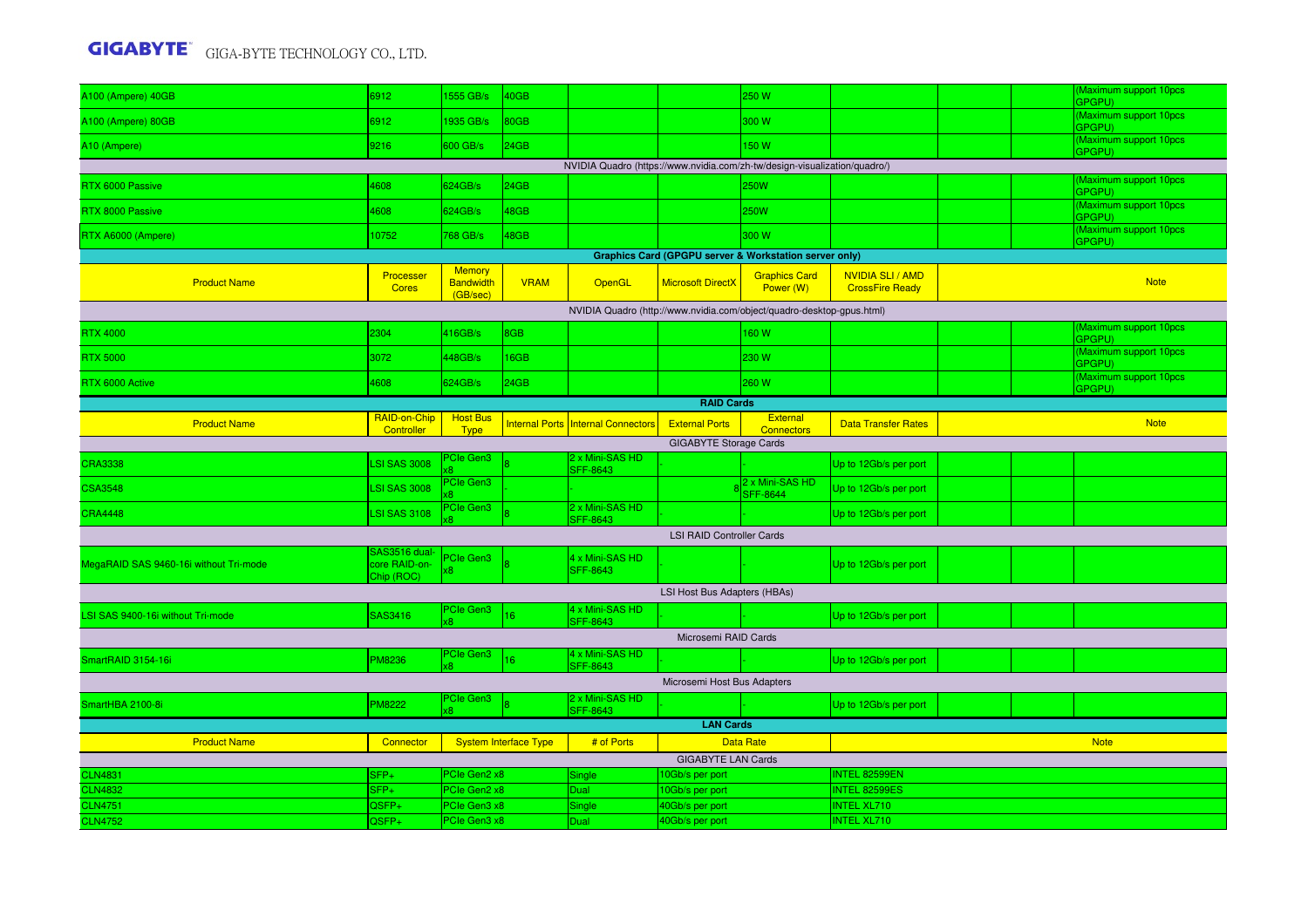| | | | | | | | | | | |
|---|---|---|---|---|---|---|---|---|---|---|
| A100 (Ampere) 40GB | 6912 | 1555 GB/s | 40GB | | | 250 W | | | | (Maximum support 10pcs GPGPU) |
| A100 (Ampere) 80GB | 6912 | 1935 GB/s | 80GB | | | 300 W | | | | (Maximum support 10pcs GPGPU) |
| A10 (Ampere) | 9216 | 600 GB/s | 24GB | | | 150 W | | | | (Maximum support 10pcs GPGPU) |
| NVIDIA Quadro (https://www.nvidia.com/zh-tw/design-visualization/quadro/) | | | | | | | | | | |
| RTX 6000 Passive | 4608 | 624GB/s | 24GB | | | 250W | | | | (Maximum support 10pcs GPGPU) |
| RTX 8000 Passive | 4608 | 624GB/s | 48GB | | | 250W | | | | (Maximum support 10pcs GPGPU) |
| RTX A6000 (Ampere) | 10752 | 768 GB/s | 48GB | | | 300 W | | | | (Maximum support 10pcs GPGPU) |

**Graphics Card (GPGPU server & Workstation server only)**

| Product Name | Processer Cores | Memory Bandwidth (GB/sec) | VRAM | OpenGL | Microsoft DirectX | Graphics Card Power (W) | NVIDIA SLI / AMD CrossFire Ready | | | Note |
|---|---|---|---|---|---|---|---|---|---|---|
| NVIDIA Quadro (http://www.nvidia.com/object/quadro-desktop-gpus.html) | | | | | | | | | | |
| RTX 4000 | 2304 | 416GB/s | 8GB | | | 160 W | | | | (Maximum support 10pcs GPGPU) |
| RTX 5000 | 3072 | 448GB/s | 16GB | | | 230 W | | | | (Maximum support 10pcs GPGPU) |
| RTX 6000 Active | 4608 | 624GB/s | 24GB | | | 260 W | | | | (Maximum support 10pcs GPGPU) |

**RAID Cards**

| Product Name | RAID-on-Chip Controller | Host Bus Type | Internal Ports | Internal Connectors | External Ports | External Connectors | Data Transfer Rates | | | Note |
|---|---|---|---|---|---|---|---|---|---|---|
| GIGABYTE Storage Cards | | | | | | | | | | |
| CRA3338 | LSI SAS 3008 | PCIe Gen3 x8 | 8 | 2 x Mini-SAS HD SFF-8643 | - | - | Up to 12Gb/s per port | | | |
| CSA3548 | LSI SAS 3008 | PCIe Gen3 x8 | - | - | 8 | 2 x Mini-SAS HD SFF-8644 | Up to 12Gb/s per port | | | |
| CRA4448 | LSI SAS 3108 | PCIe Gen3 x8 | 8 | 2 x Mini-SAS HD SFF-8643 | - | - | Up to 12Gb/s per port | | | |
| LSI RAID Controller Cards | | | | | | | | | | |
| MegaRAID SAS 9460-16i without Tri-mode | SAS3516 dual-core RAID-on-Chip (ROC) | PCIe Gen3 x8 | 8 | 4 x Mini-SAS HD SFF-8643 | - | - | Up to 12Gb/s per port | | | |
| LSI Host Bus Adapters (HBAs) | | | | | | | | | | |
| LSI SAS 9400-16i without Tri-mode | SAS3416 | PCIe Gen3 x8 | 16 | 4 x Mini-SAS HD SFF-8643 | - | - | Up to 12Gb/s per port | | | |
| Microsemi RAID Cards | | | | | | | | | | |
| SmartRAID 3154-16i | PM8236 | PCIe Gen3 x8 | 16 | 4 x Mini-SAS HD SFF-8643 | - | - | Up to 12Gb/s per port | | | |
| Microsemi Host Bus Adapters | | | | | | | | | | |
| SmartHBA 2100-8i | PM8222 | PCIe Gen3 x8 | 8 | 2 x Mini-SAS HD SFF-8643 | - | - | Up to 12Gb/s per port | | | |

**LAN Cards**

| Product Name | Connector | System Interface Type | # of Ports | Data Rate | Note |
|---|---|---|---|---|---|
| GIGABYTE LAN Cards | | | | | |
| CLN4831 | SFP+ | PCIe Gen2 x8 | Single | 10Gb/s per port | INTEL 82599EN |
| CLN4832 | SFP+ | PCIe Gen2 x8 | Dual | 10Gb/s per port | INTEL 82599ES |
| CLN4751 | QSFP+ | PCIe Gen3 x8 | Single | 40Gb/s per port | INTEL XL710 |
| CLN4752 | QSFP+ | PCIe Gen3 x8 | Dual | 40Gb/s per port | INTEL XL710 |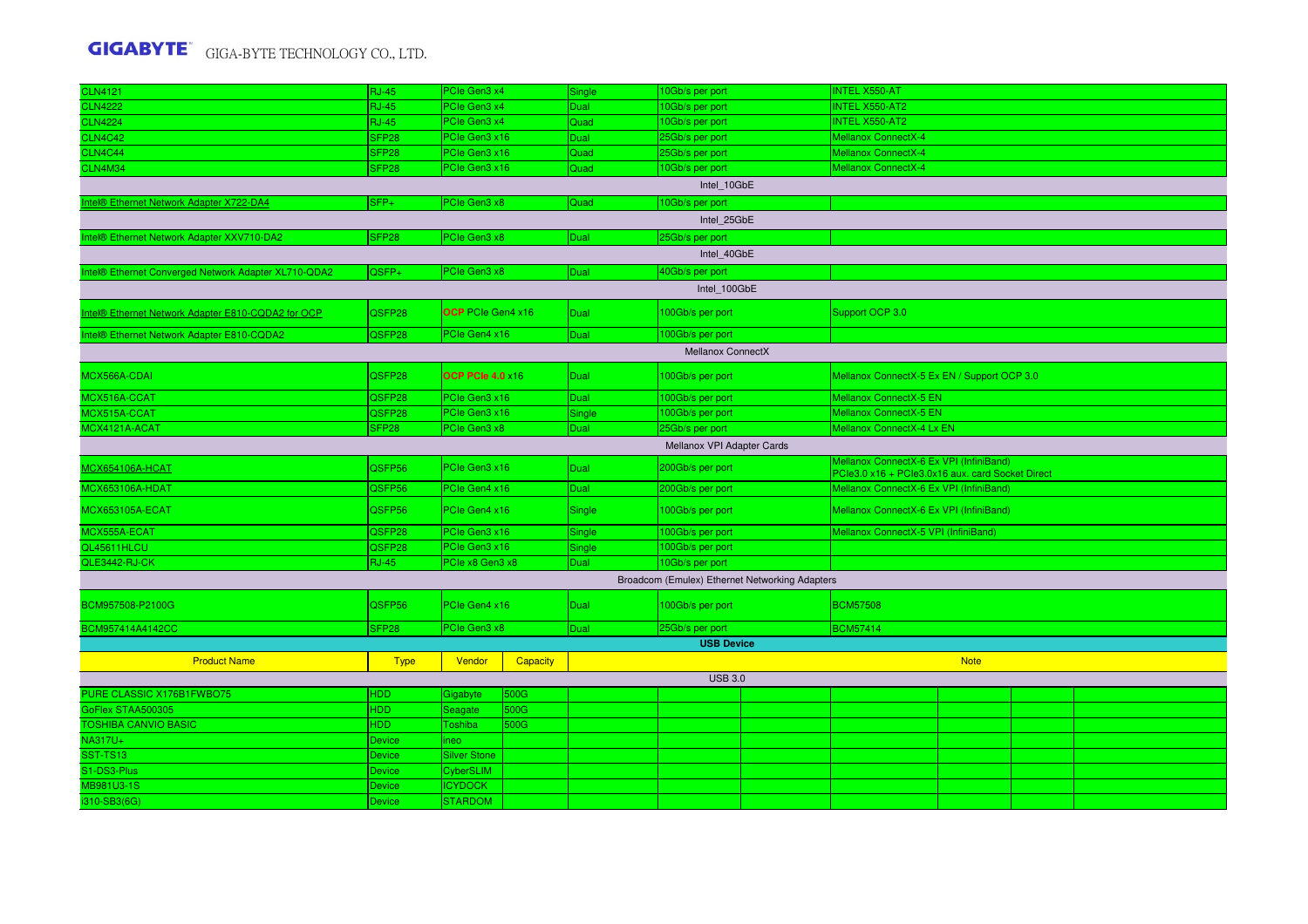| | | | | | |
|---|---|---|---|---|---|
| CLN4121 | RJ-45 | PCIe Gen3 x4 | Single | 10Gb/s per port | INTEL X550-AT |
| CLN4222 | RJ-45 | PCIe Gen3 x4 | Dual | 10Gb/s per port | INTEL X550-AT2 |
| CLN4224 | RJ-45 | PCIe Gen3 x4 | Quad | 10Gb/s per port | INTEL X550-AT2 |
| CLN4C42 | SFP28 | PCIe Gen3 x16 | Dual | 25Gb/s per port | Mellanox ConnectX-4 |
| CLN4C44 | SFP28 | PCIe Gen3 x16 | Quad | 25Gb/s per port | Mellanox ConnectX-4 |
| CLN4M34 | SFP28 | PCIe Gen3 x16 | Quad | 10Gb/s per port | Mellanox ConnectX-4 |
| Intel_10GbE | | | | | |
| Intel® Ethernet Network Adapter X722-DA4 | SFP+ | PCIe Gen3 x8 | Quad | 10Gb/s per port | |
| Intel_25GbE | | | | | |
| Intel® Ethernet Network Adapter XXV710-DA2 | SFP28 | PCIe Gen3 x8 | Dual | 25Gb/s per port | |
| Intel_40GbE | | | | | |
| Intel® Ethernet Converged Network Adapter XL710-QDA2 | QSFP+ | PCIe Gen3 x8 | Dual | 40Gb/s per port | |
| Intel_100GbE | | | | | |
| Intel® Ethernet Network Adapter E810-CQDA2 for OCP | QSFP28 | OCP PCIe Gen4 x16 | Dual | 100Gb/s per port | Support OCP 3.0 |
| Intel® Ethernet Network Adapter E810-CQDA2 | QSFP28 | PCIe Gen4 x16 | Dual | 100Gb/s per port | |
| Mellanox ConnectX | | | | | |
| MCX566A-CDAI | QSFP28 | OCP PCIe 4.0 x16 | Dual | 100Gb/s per port | Mellanox ConnectX-5 Ex EN / Support OCP 3.0 |
| MCX516A-CCAT | QSFP28 | PCIe Gen3 x16 | Dual | 100Gb/s per port | Mellanox ConnectX-5 EN |
| MCX515A-CCAT | QSFP28 | PCIe Gen3 x16 | Single | 100Gb/s per port | Mellanox ConnectX-5 EN |
| MCX4121A-ACAT | SFP28 | PCIe Gen3 x8 | Dual | 25Gb/s per port | Mellanox ConnectX-4 Lx EN |
| Mellanox VPI Adapter Cards | | | | | |
| MCX654106A-HCAT | QSFP56 | PCIe Gen3 x16 | Dual | 200Gb/s per port | Mellanox ConnectX-6 Ex VPI (InfiniBand) PCIe3.0 x16 + PCIe3.0x16 aux. card Socket Direct |
| MCX653106A-HDAT | QSFP56 | PCIe Gen4 x16 | Dual | 200Gb/s per port | Mellanox ConnectX-6 Ex VPI (InfiniBand) |
| MCX653105A-ECAT | QSFP56 | PCIe Gen4 x16 | Single | 100Gb/s per port | Mellanox ConnectX-6 Ex VPI (InfiniBand) |
| MCX555A-ECAT | QSFP28 | PCIe Gen3 x16 | Single | 100Gb/s per port | Mellanox ConnectX-5 VPI (InfiniBand) |
| QL45611HLCU | QSFP28 | PCIe Gen3 x16 | Single | 100Gb/s per port | |
| QLE3442-RJ-CK | RJ-45 | PCIe x8 Gen3 x8 | Dual | 10Gb/s per port | |
| Broadcom (Emulex) Ethernet Networking Adapters | | | | | |
| BCM957508-P2100G | QSFP56 | PCIe Gen4 x16 | Dual | 100Gb/s per port | BCM57508 |
| BCM957414A4142CC | SFP28 | PCIe Gen3 x8 | Dual | 25Gb/s per port | BCM57414 |

**USB Device**

| Product Name | Type | Vendor | Capacity | Note |
|---|---|---|---|---|
| USB 3.0 | | | | |
| PURE CLASSIC X176B1FWBO75 | HDD | Gigabyte | 500G | |
| GoFlex STAA500305 | HDD | Seagate | 500G | |
| TOSHIBA CANVIO BASIC | HDD | Toshiba | 500G | |
| NA317U+ | Device | ineo | | |
| SST-TS13 | Device | Silver Stone | | |
| S1-DS3-Plus | Device | CyberSLIM | | |
| MB981U3-1S | Device | ICYDOCK | | |
| i310-SB3(6G) | Device | STARDOM | | |